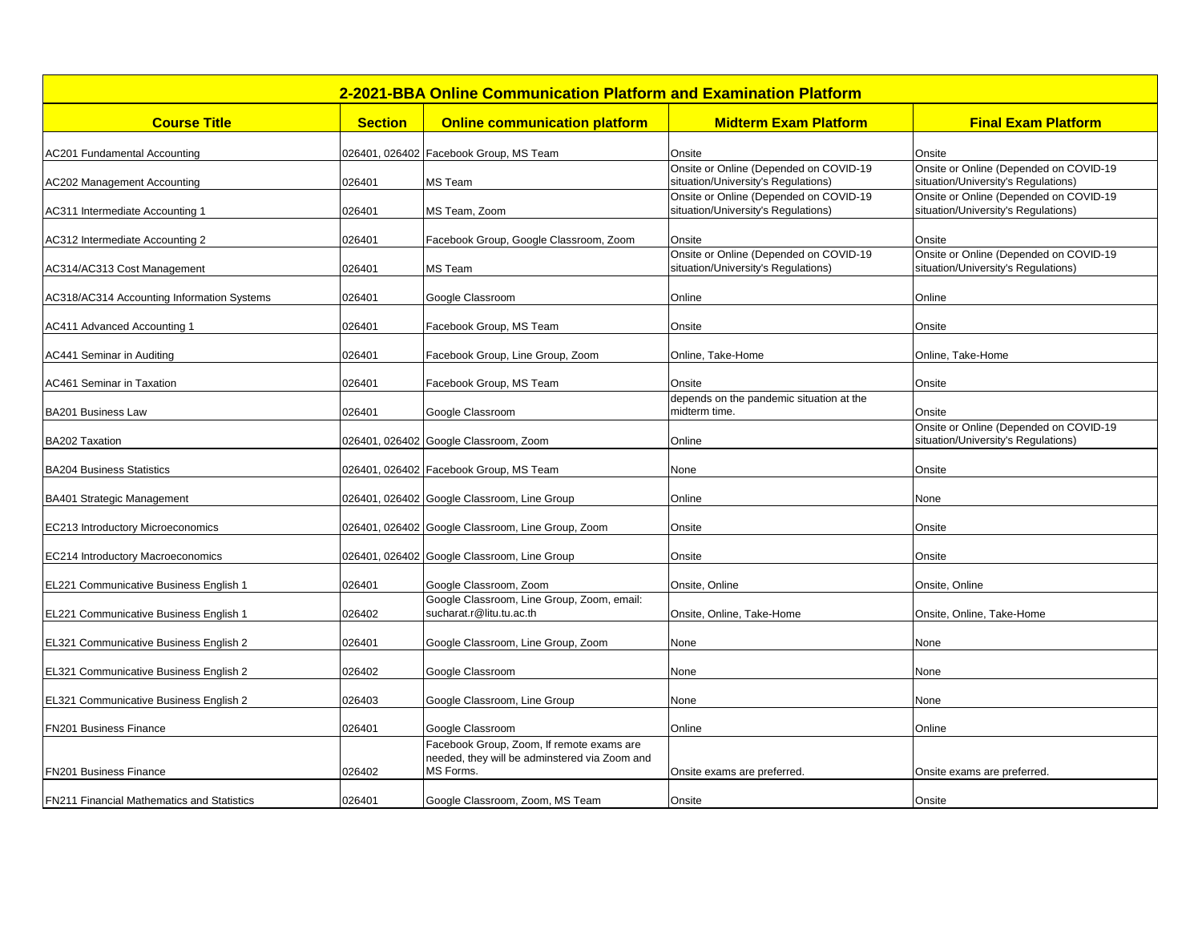## 2-2021-BBA Online Communication Platform and Examination Platform

| Course Title | Section | Online communication platform | Midterm Exam Platform | Final Exam Platform |
|---|---|---|---|---|
| AC201 Fundamental Accounting | 026401, 026402 | Facebook Group, MS Team | Onsite | Onsite |
| AC202 Management Accounting | 026401 | MS Team | Onsite or Online (Depended on COVID-19 situation/University's Regulations) | Onsite or Online (Depended on COVID-19 situation/University's Regulations) |
| AC311 Intermediate Accounting 1 | 026401 | MS Team, Zoom | Onsite or Online (Depended on COVID-19 situation/University's Regulations) | Onsite or Online (Depended on COVID-19 situation/University's Regulations) |
| AC312 Intermediate Accounting 2 | 026401 | Facebook Group, Google Classroom, Zoom | Onsite | Onsite |
| AC314/AC313 Cost Management | 026401 | MS Team | Onsite or Online (Depended on COVID-19 situation/University's Regulations) | Onsite or Online (Depended on COVID-19 situation/University's Regulations) |
| AC318/AC314 Accounting Information Systems | 026401 | Google Classroom | Online | Online |
| AC411 Advanced Accounting 1 | 026401 | Facebook Group, MS Team | Onsite | Onsite |
| AC441 Seminar in Auditing | 026401 | Facebook Group, Line Group, Zoom | Online, Take-Home | Online, Take-Home |
| AC461 Seminar in Taxation | 026401 | Facebook Group, MS Team | Onsite | Onsite |
| BA201 Business Law | 026401 | Google Classroom | depends on the pandemic situation at the midterm time. | Onsite |
| BA202 Taxation | 026401, 026402 | Google Classroom, Zoom | Online | Onsite or Online (Depended on COVID-19 situation/University's Regulations) |
| BA204 Business Statistics | 026401, 026402 | Facebook Group, MS Team | None | Onsite |
| BA401 Strategic Management | 026401, 026402 | Google Classroom, Line Group | Online | None |
| EC213 Introductory Microeconomics | 026401, 026402 | Google Classroom, Line Group, Zoom | Onsite | Onsite |
| EC214 Introductory Macroeconomics | 026401, 026402 | Google Classroom, Line Group | Onsite | Onsite |
| EL221 Communicative Business English 1 | 026401 | Google Classroom, Zoom | Onsite, Online | Onsite, Online |
| EL221 Communicative Business English 1 | 026402 | Google Classroom, Line Group, Zoom, email: sucharat.r@litu.tu.ac.th | Onsite, Online, Take-Home | Onsite, Online, Take-Home |
| EL321 Communicative Business English 2 | 026401 | Google Classroom, Line Group, Zoom | None | None |
| EL321 Communicative Business English 2 | 026402 | Google Classroom | None | None |
| EL321 Communicative Business English 2 | 026403 | Google Classroom, Line Group | None | None |
| FN201 Business Finance | 026401 | Google Classroom | Online | Online |
| FN201 Business Finance | 026402 | Facebook Group, Zoom, If remote exams are needed, they will be adminstered via Zoom and MS Forms. | Onsite exams are preferred. | Onsite exams are preferred. |
| FN211 Financial Mathematics and Statistics | 026401 | Google Classroom, Zoom, MS Team | Onsite | Onsite |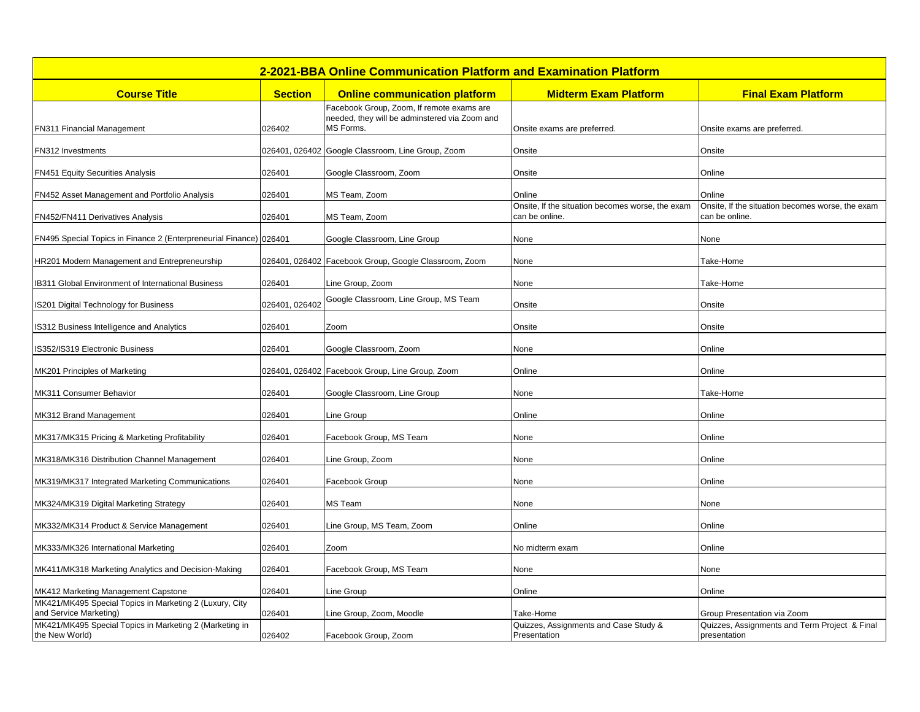| 2-2021-BBA Online Communication Platform and Examination Platform | | | | |
|---|---|---|---|---|
| **Course Title** | **Section** | **Online communication platform** | **Midterm Exam Platform** | **Final Exam Platform** |
| FN311 Financial Management | 026402 | Facebook Group, Zoom, If remote exams are needed, they will be adminstered via Zoom and MS Forms. | Onsite exams are preferred. | Onsite exams are preferred. |
| FN312 Investments | 026401, 026402 | Google Classroom, Line Group, Zoom | Onsite | Onsite |
| FN451 Equity Securities Analysis | 026401 | Google Classroom, Zoom | Onsite | Online |
| FN452 Asset Management and Portfolio Analysis | 026401 | MS Team, Zoom | Online | Online |
| FN452/FN411 Derivatives Analysis | 026401 | MS Team, Zoom | Onsite, If the situation becomes worse, the exam can be online. | Onsite, If the situation becomes worse, the exam can be online. |
| FN495 Special Topics in Finance 2 (Enterpreneurial Finance) | 026401 | Google Classroom, Line Group | None | None |
| HR201 Modern Management and Entrepreneurship | 026401, 026402 | Facebook Group, Google Classroom, Zoom | None | Take-Home |
| IB311 Global Environment of International Business | 026401 | Line Group, Zoom | None | Take-Home |
| IS201 Digital Technology for Business | 026401, 026402 | Google Classroom, Line Group, MS Team | Onsite | Onsite |
| IS312 Business Intelligence and Analytics | 026401 | Zoom | Onsite | Onsite |
| IS352/IS319 Electronic Business | 026401 | Google Classroom, Zoom | None | Online |
| MK201 Principles of Marketing | 026401, 026402 | Facebook Group, Line Group, Zoom | Online | Online |
| MK311 Consumer Behavior | 026401 | Google Classroom, Line Group | None | Take-Home |
| MK312 Brand Management | 026401 | Line Group | Online | Online |
| MK317/MK315 Pricing & Marketing Profitability | 026401 | Facebook Group, MS Team | None | Online |
| MK318/MK316 Distribution Channel Management | 026401 | Line Group, Zoom | None | Online |
| MK319/MK317 Integrated Marketing Communications | 026401 | Facebook Group | None | Online |
| MK324/MK319 Digital Marketing Strategy | 026401 | MS Team | None | None |
| MK332/MK314 Product & Service Management | 026401 | Line Group, MS Team, Zoom | Online | Online |
| MK333/MK326 International Marketing | 026401 | Zoom | No midterm exam | Online |
| MK411/MK318 Marketing Analytics and Decision-Making | 026401 | Facebook Group, MS Team | None | None |
| MK412 Marketing Management Capstone | 026401 | Line Group | Online | Online |
| MK421/MK495 Special Topics in Marketing 2 (Luxury, City and Service Marketing) | 026401 | Line Group, Zoom, Moodle | Take-Home | Group Presentation via Zoom |
| MK421/MK495 Special Topics in Marketing 2 (Marketing in the New World) | 026402 | Facebook Group, Zoom | Quizzes, Assignments and Case Study & Presentation | Quizzes, Assignments and Term Project & Final presentation |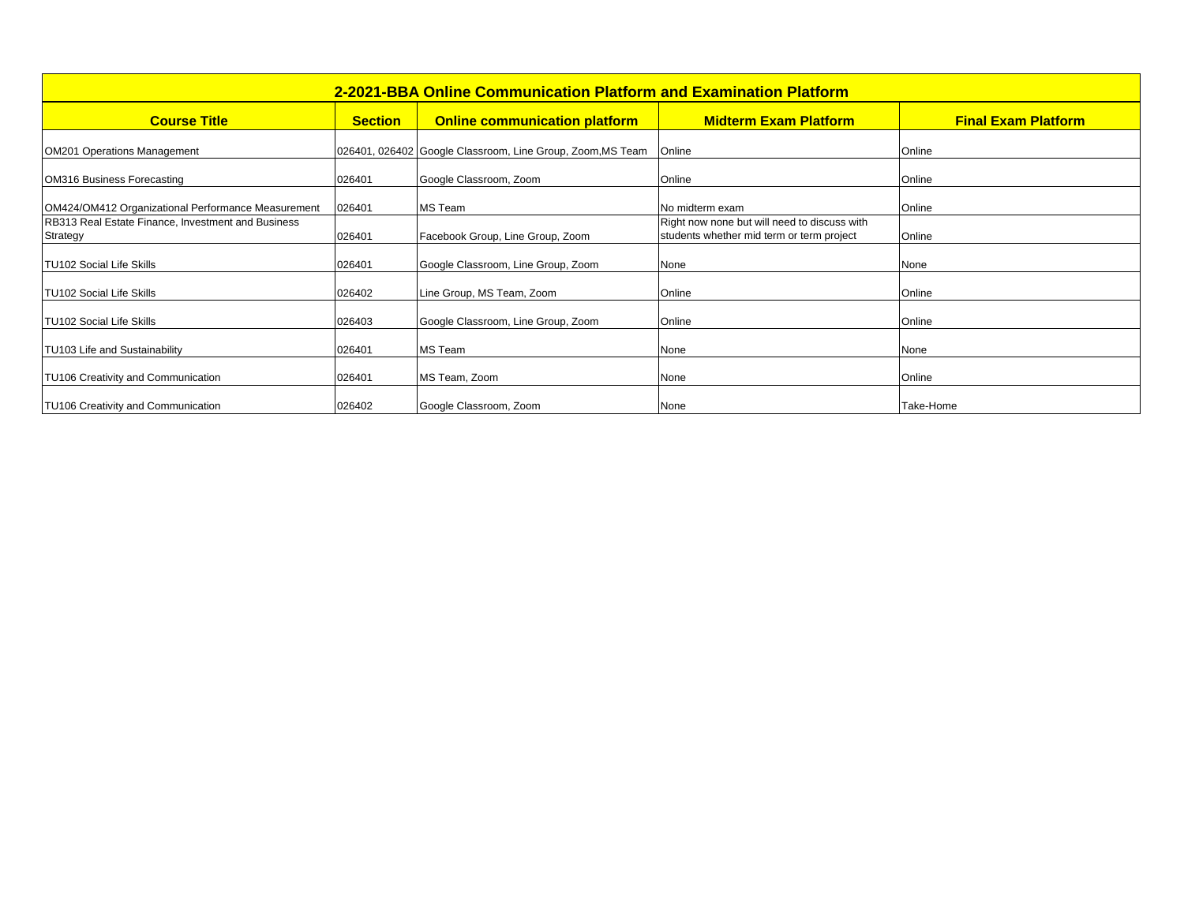| 2-2021-BBA Online Communication Platform and Examination Platform | | | | |
|---|---|---|---|---|
| **Course Title** | **Section** | **Online communication platform** | **Midterm Exam Platform** | **Final Exam Platform** |
| OM201 Operations Management | 026401, 026402 | Google Classroom, Line Group, Zoom,MS Team | Online | Online |
| OM316 Business Forecasting | 026401 | Google Classroom, Zoom | Online | Online |
| OM424/OM412 Organizational Performance Measurement | 026401 | MS Team | No midterm exam | Online |
| RB313 Real Estate Finance, Investment and Business Strategy | 026401 | Facebook Group, Line Group, Zoom | Right now none but will need to discuss with students whether mid term or term project | Online |
| TU102 Social Life Skills | 026401 | Google Classroom, Line Group, Zoom | None | None |
| TU102 Social Life Skills | 026402 | Line Group, MS Team, Zoom | Online | Online |
| TU102 Social Life Skills | 026403 | Google Classroom, Line Group, Zoom | Online | Online |
| TU103 Life and Sustainability | 026401 | MS Team | None | None |
| TU106 Creativity and Communication | 026401 | MS Team, Zoom | None | Online |
| TU106 Creativity and Communication | 026402 | Google Classroom, Zoom | None | Take-Home |